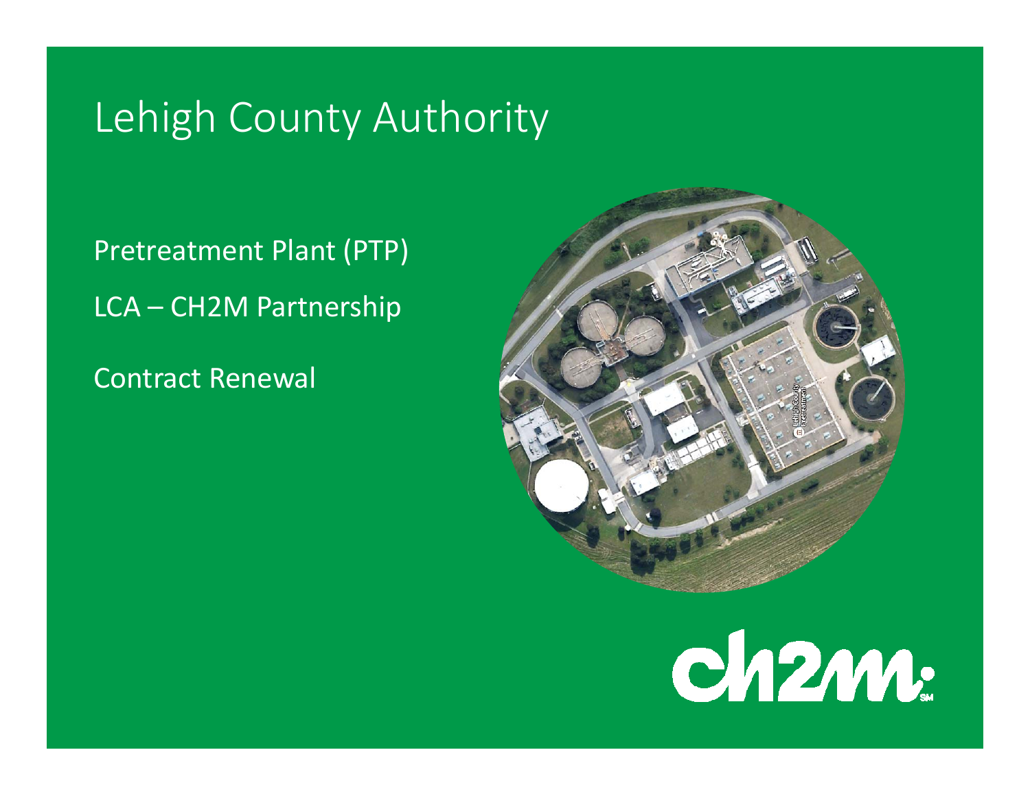# Lehigh County Authority

Pretreatment Plant (PTP)

LCA – CH2M Partnership

Contract Renewal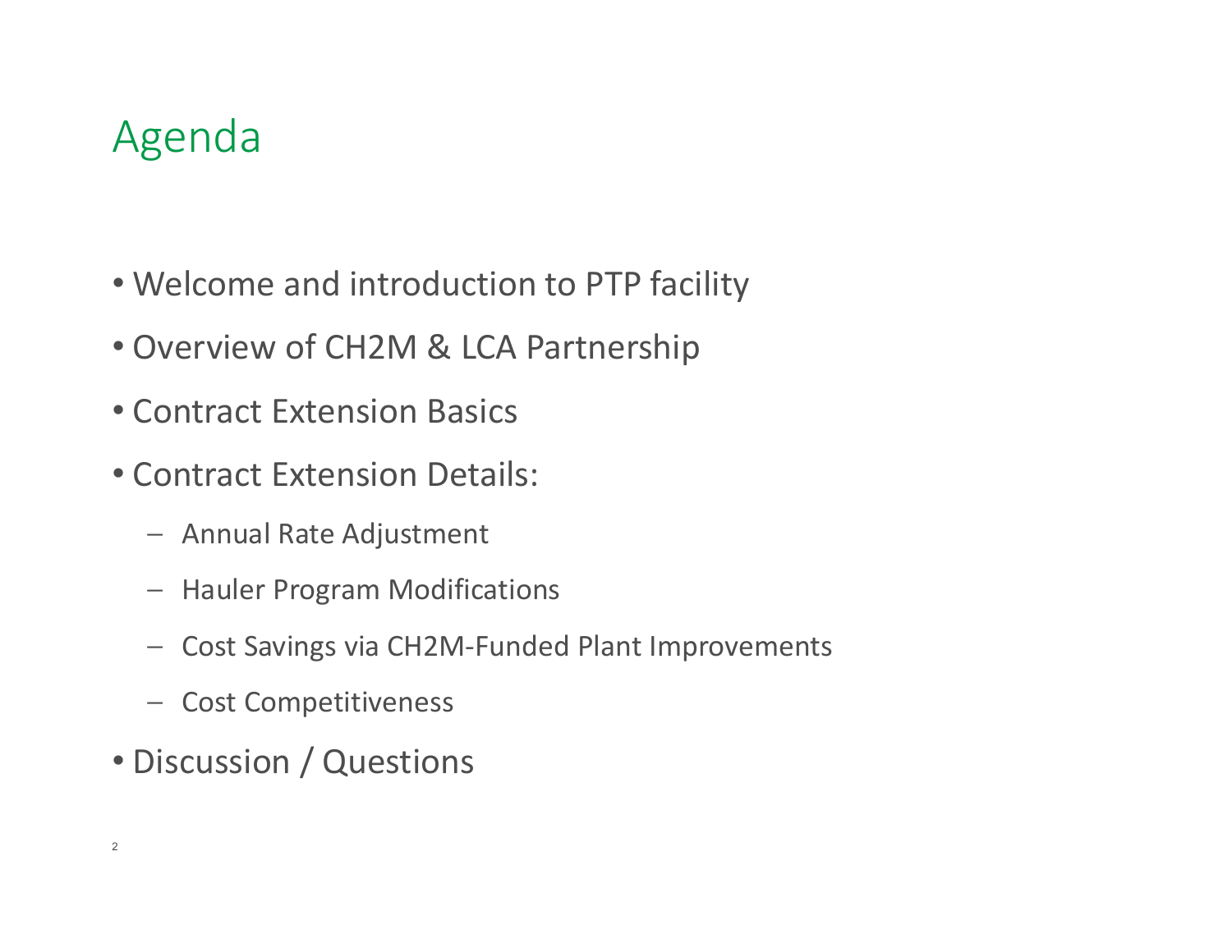# Agenda

- Welcome and introduction to PTP facility
- Overview of CH2M & LCA Partnership
- Contract Extension Basics
- Contract Extension Details:
  - Annual Rate Adjustment
  - Hauler Program Modifications
  - Cost Savings via CH2M-Funded Plant Improvements
  - Cost Competitiveness
- Discussion / Questions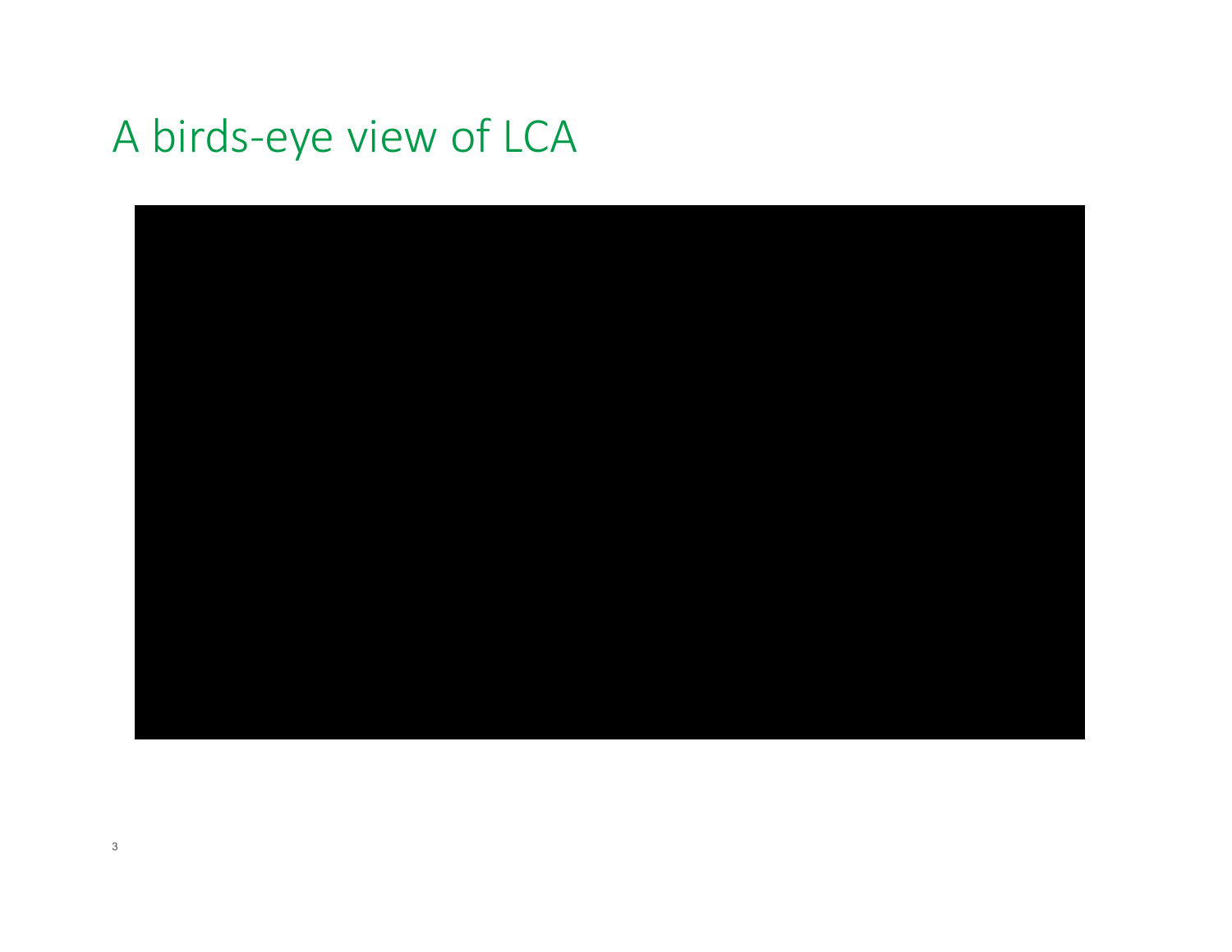# A birds-eye view of LCA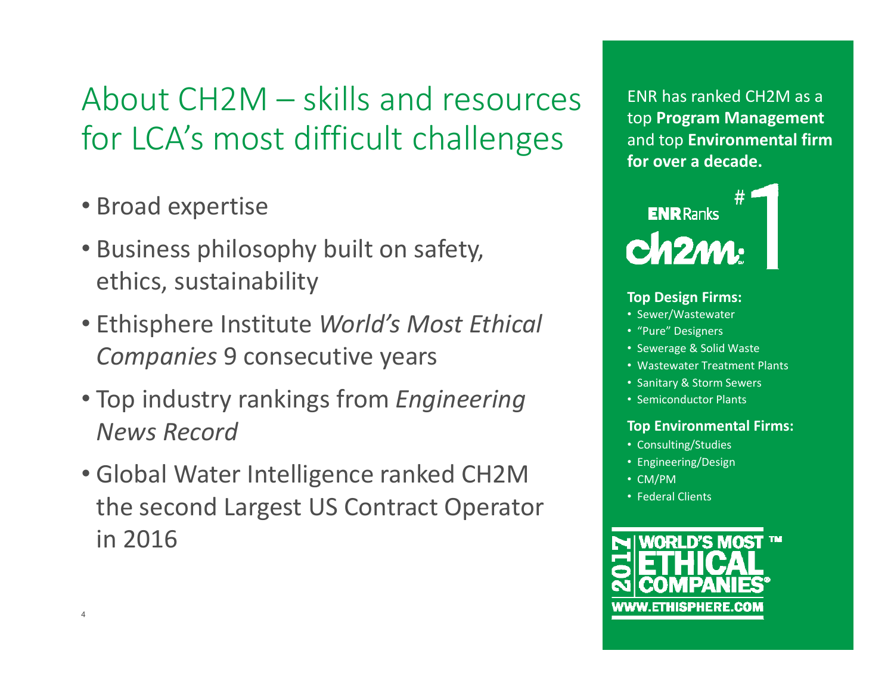# About CH2M – skills and resources for LCA's most difficult challenges

- Broad expertise
- Business philosophy built on safety, ethics, sustainability
- Ethisphere Institute *World's Most Ethical Companies* 9 consecutive years
- Top industry rankings from *Engineering News Record*
- Global Water Intelligence ranked CH2M the second Largest US Contract Operator in 2016

ENR has ranked CH2M as a top **Program Management** and top **Environmental firm for over a decade.**

ENR Ranks ch2m: #1

**Top Design Firms:**

- Sewer/Wastewater
- "Pure" Designers
- Sewerage & Solid Waste
- Wastewater Treatment Plants
- Sanitary & Storm Sewers
- Semiconductor Plants

**Top Environmental Firms:**

- Consulting/Studies
- Engineering/Design
- CM/PM
- Federal Clients

2017 WORLD'S MOST ETHICAL COMPANIES® WWW.ETHISPHERE.COM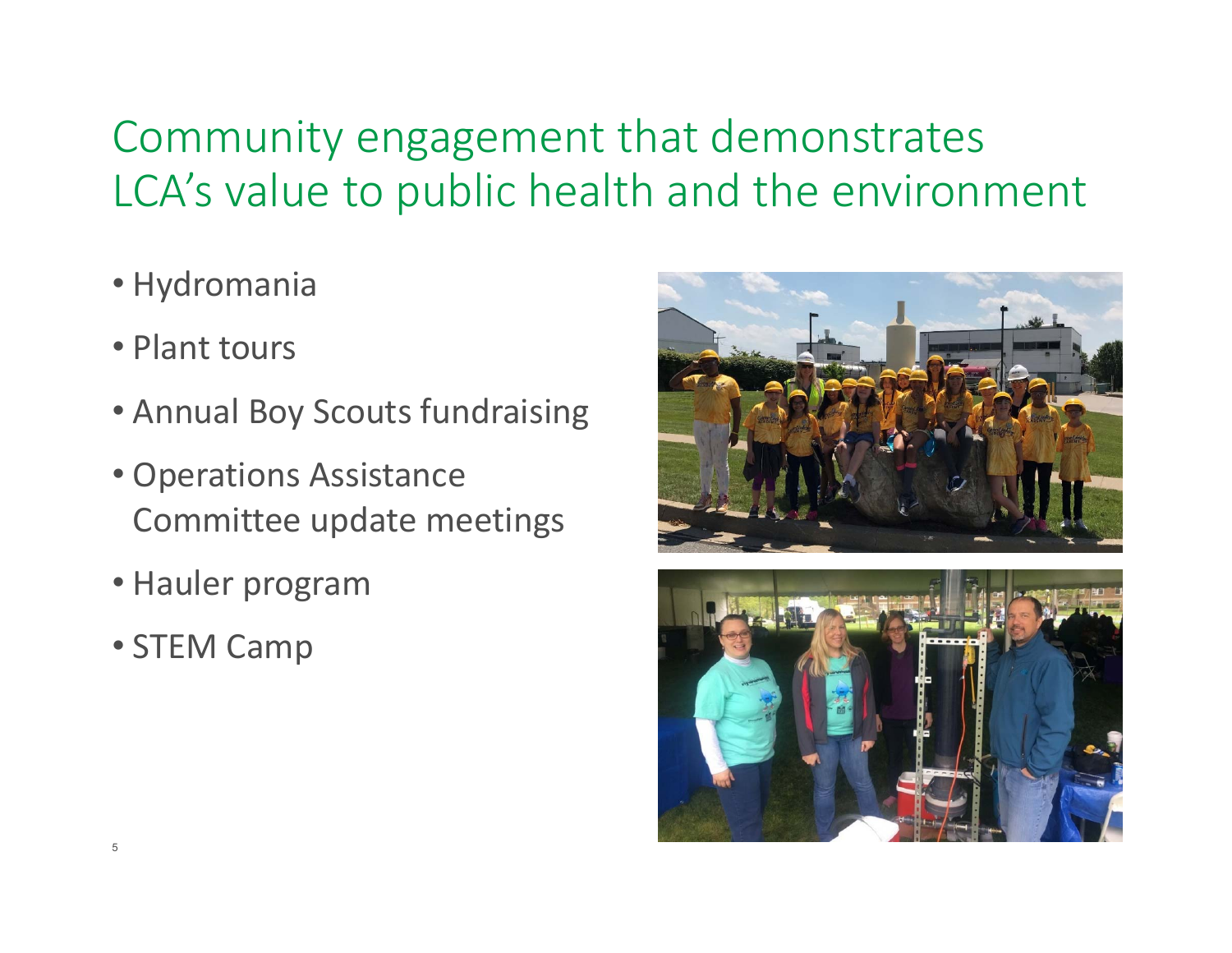# Community engagement that demonstrates LCA's value to public health and the environment

- Hydromania
- Plant tours
- Annual Boy Scouts fundraising
- Operations Assistance Committee update meetings
- Hauler program
- STEM Camp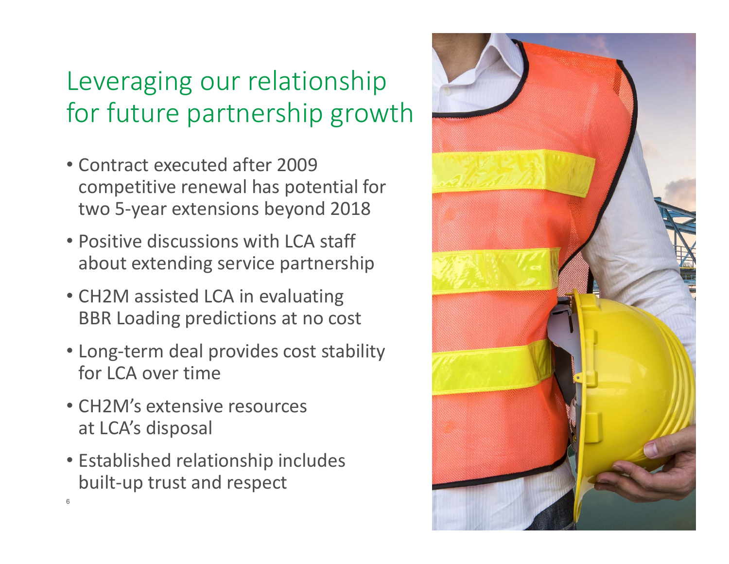# Leveraging our relationship for future partnership growth

- Contract executed after 2009 competitive renewal has potential for two 5-year extensions beyond 2018
- Positive discussions with LCA staff about extending service partnership
- CH2M assisted LCA in evaluating BBR Loading predictions at no cost
- Long-term deal provides cost stability for LCA over time
- CH2M's extensive resources at LCA's disposal
- Established relationship includes built-up trust and respect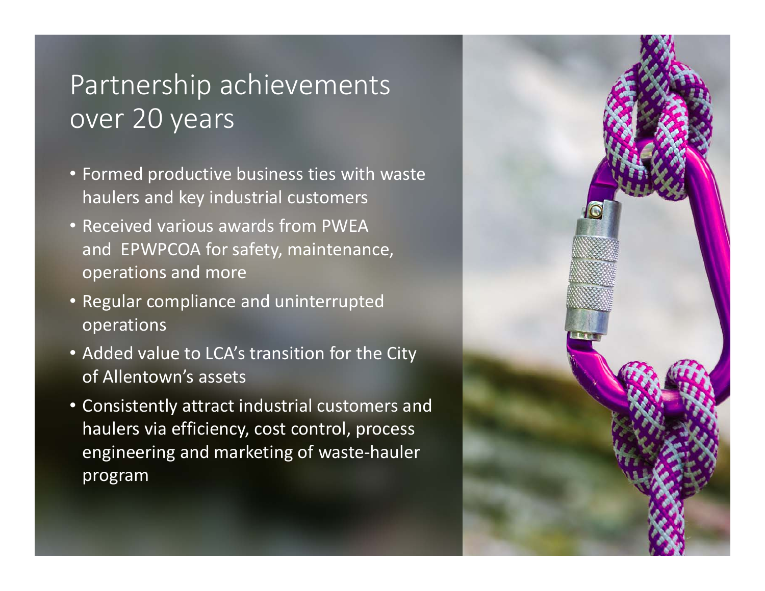# Partnership achievements over 20 years

- Formed productive business ties with waste haulers and key industrial customers
- Received various awards from PWEA and EPWPCOA for safety, maintenance, operations and more
- Regular compliance and uninterrupted operations
- Added value to LCA's transition for the City of Allentown's assets
- Consistently attract industrial customers and haulers via efficiency, cost control, process engineering and marketing of waste-hauler program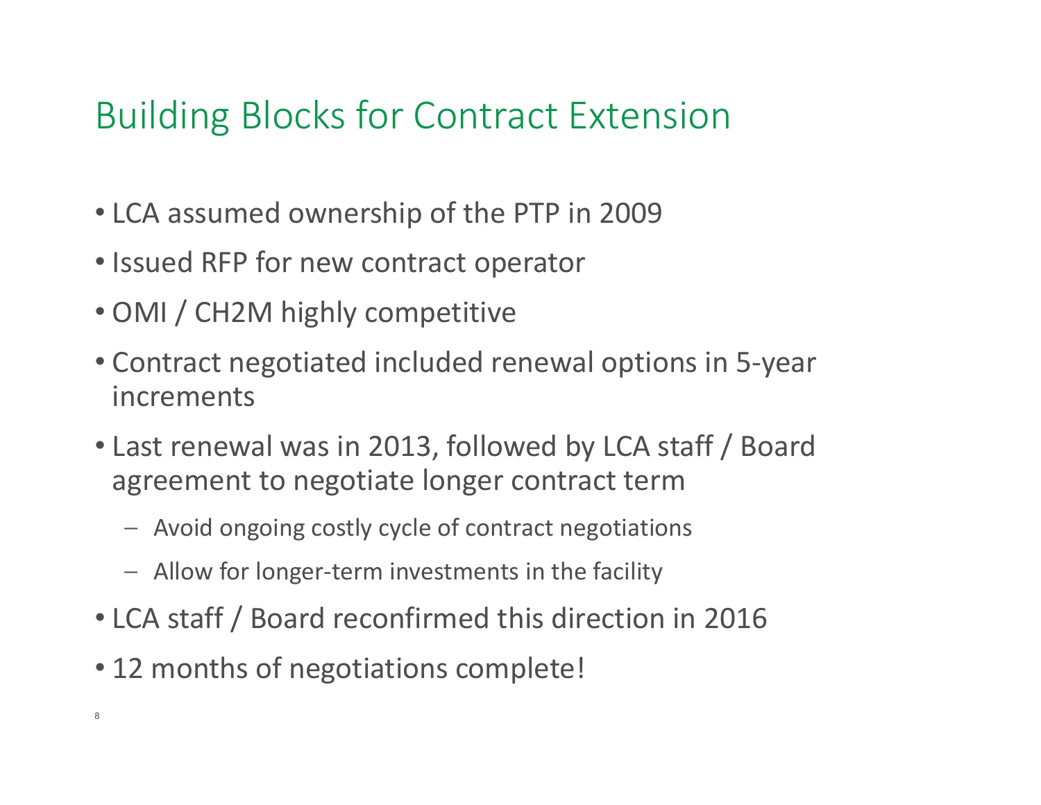# Building Blocks for Contract Extension

- LCA assumed ownership of the PTP in 2009
- Issued RFP for new contract operator
- OMI / CH2M highly competitive
- Contract negotiated included renewal options in 5-year increments
- Last renewal was in 2013, followed by LCA staff / Board agreement to negotiate longer contract term
  - Avoid ongoing costly cycle of contract negotiations
  - Allow for longer-term investments in the facility
- LCA staff / Board reconfirmed this direction in 2016
- 12 months of negotiations complete!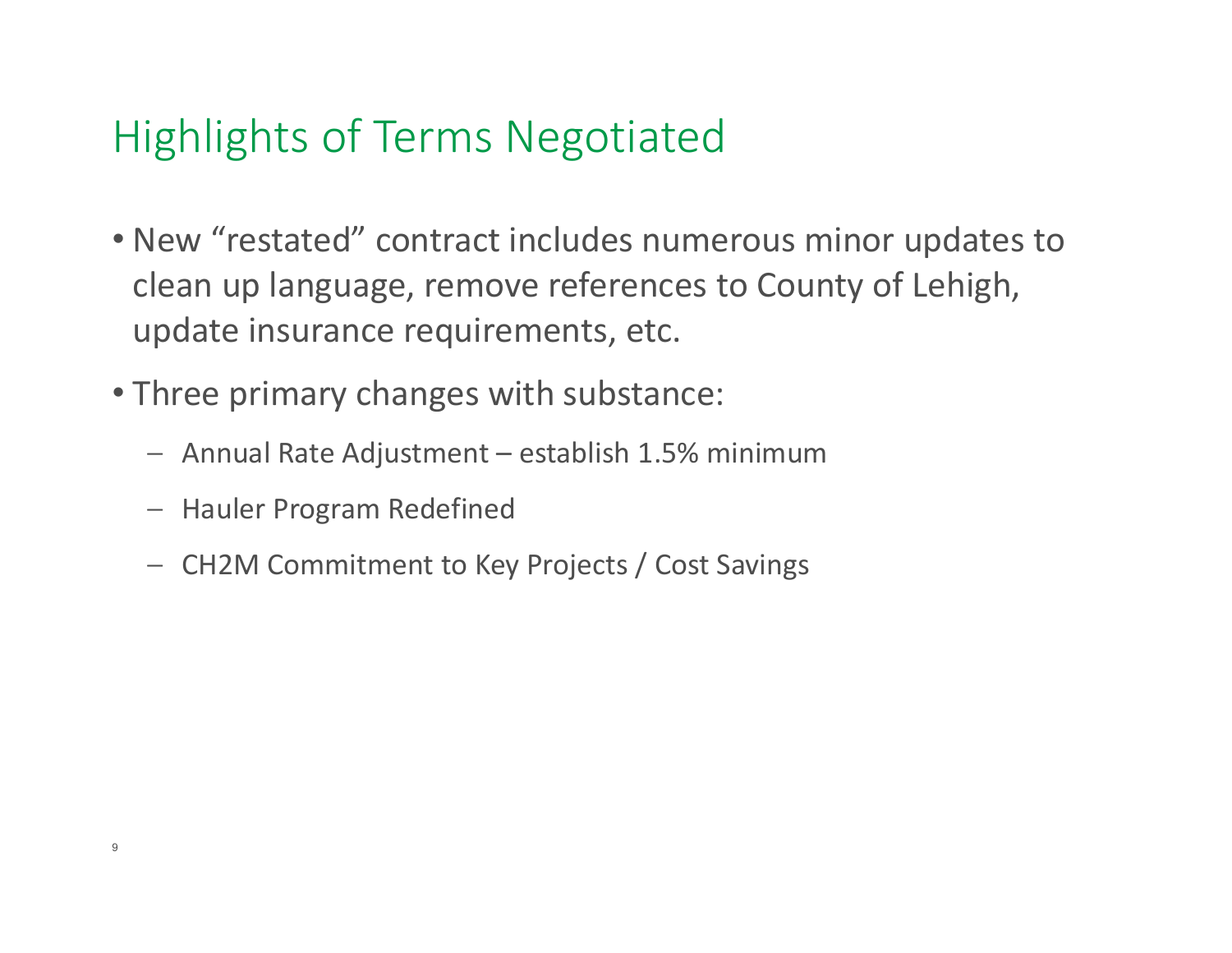# Highlights of Terms Negotiated

- New "restated" contract includes numerous minor updates to clean up language, remove references to County of Lehigh, update insurance requirements, etc.
- Three primary changes with substance:
  - Annual Rate Adjustment – establish 1.5% minimum
  - Hauler Program Redefined
  - CH2M Commitment to Key Projects / Cost Savings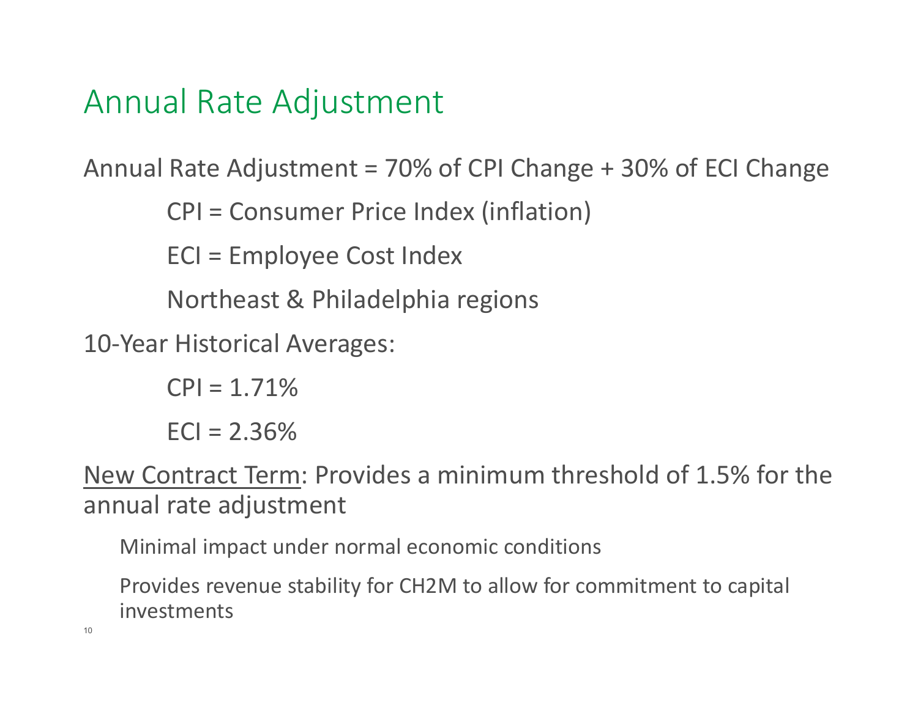# Annual Rate Adjustment

Annual Rate Adjustment = 70% of CPI Change + 30% of ECI Change

CPI = Consumer Price Index (inflation)

ECI = Employee Cost Index

Northeast & Philadelphia regions

10-Year Historical Averages:

CPI = 1.71%

ECI = 2.36%

New Contract Term: Provides a minimum threshold of 1.5% for the annual rate adjustment

- Minimal impact under normal economic conditions
- Provides revenue stability for CH2M to allow for commitment to capital investments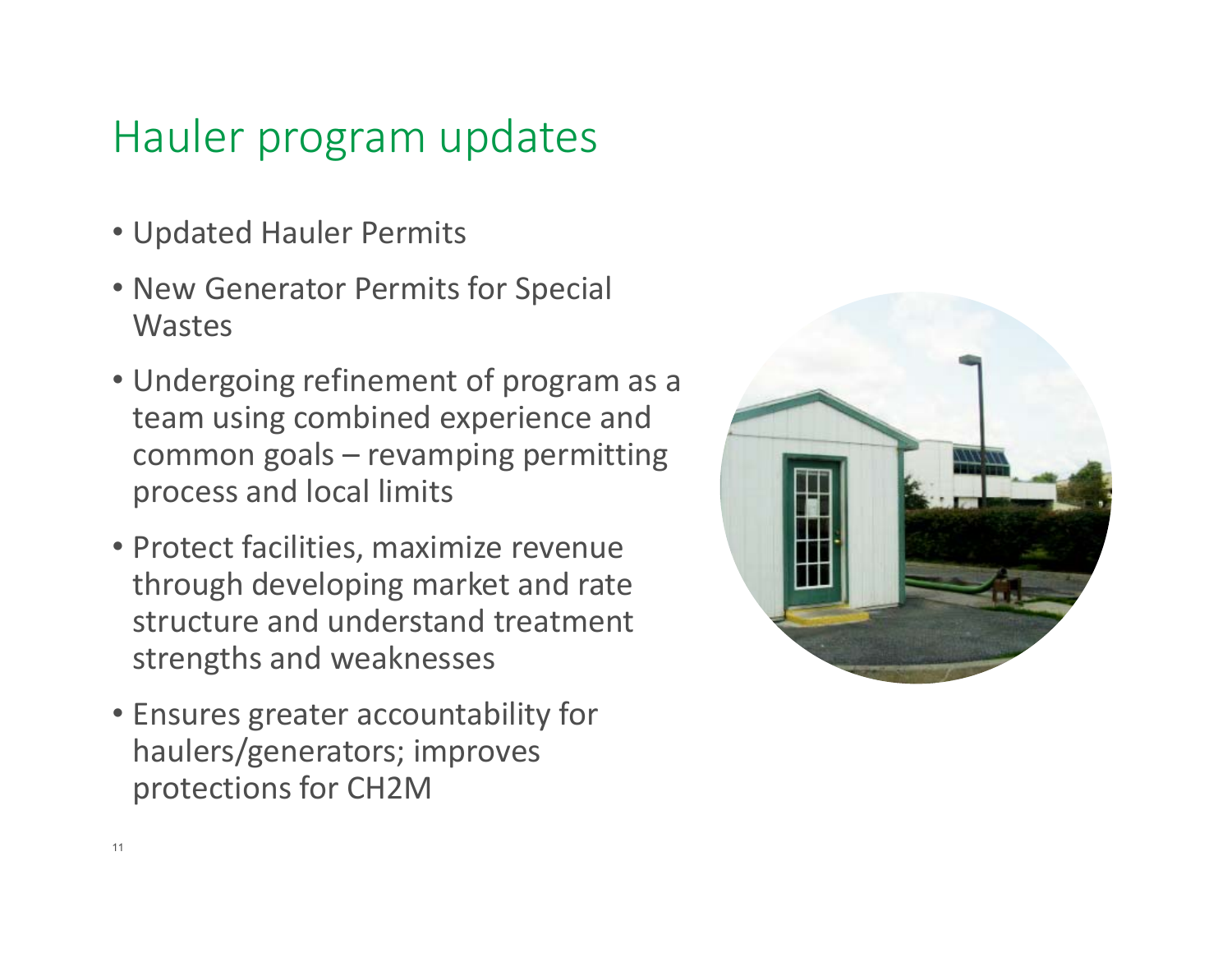# Hauler program updates

- Updated Hauler Permits
- New Generator Permits for Special Wastes
- Undergoing refinement of program as a team using combined experience and common goals – revamping permitting process and local limits
- Protect facilities, maximize revenue through developing market and rate structure and understand treatment strengths and weaknesses
- Ensures greater accountability for haulers/generators; improves protections for CH2M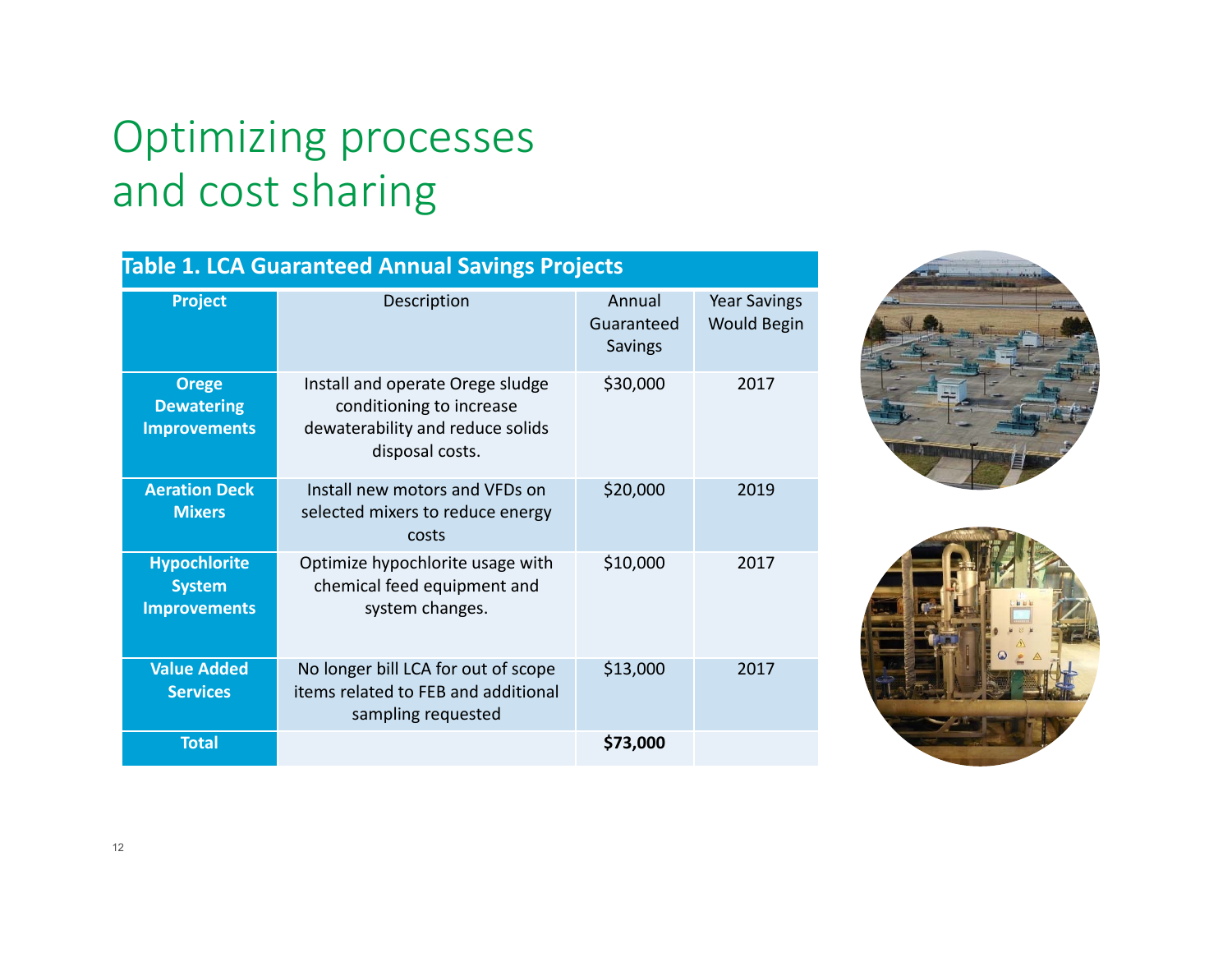# Optimizing processes and cost sharing

**Table 1. LCA Guaranteed Annual Savings Projects**

| Project | Description | Annual Guaranteed Savings | Year Savings Would Begin |
|---|---|---|---|
| **Orege Dewatering Improvements** | Install and operate Orege sludge conditioning to increase dewaterability and reduce solids disposal costs. | $30,000 | 2017 |
| **Aeration Deck Mixers** | Install new motors and VFDs on selected mixers to reduce energy costs | $20,000 | 2019 |
| **Hypochlorite System Improvements** | Optimize hypochlorite usage with chemical feed equipment and system changes. | $10,000 | 2017 |
| **Value Added Services** | No longer bill LCA for out of scope items related to FEB and additional sampling requested | $13,000 | 2017 |
| **Total** | | **$73,000** | |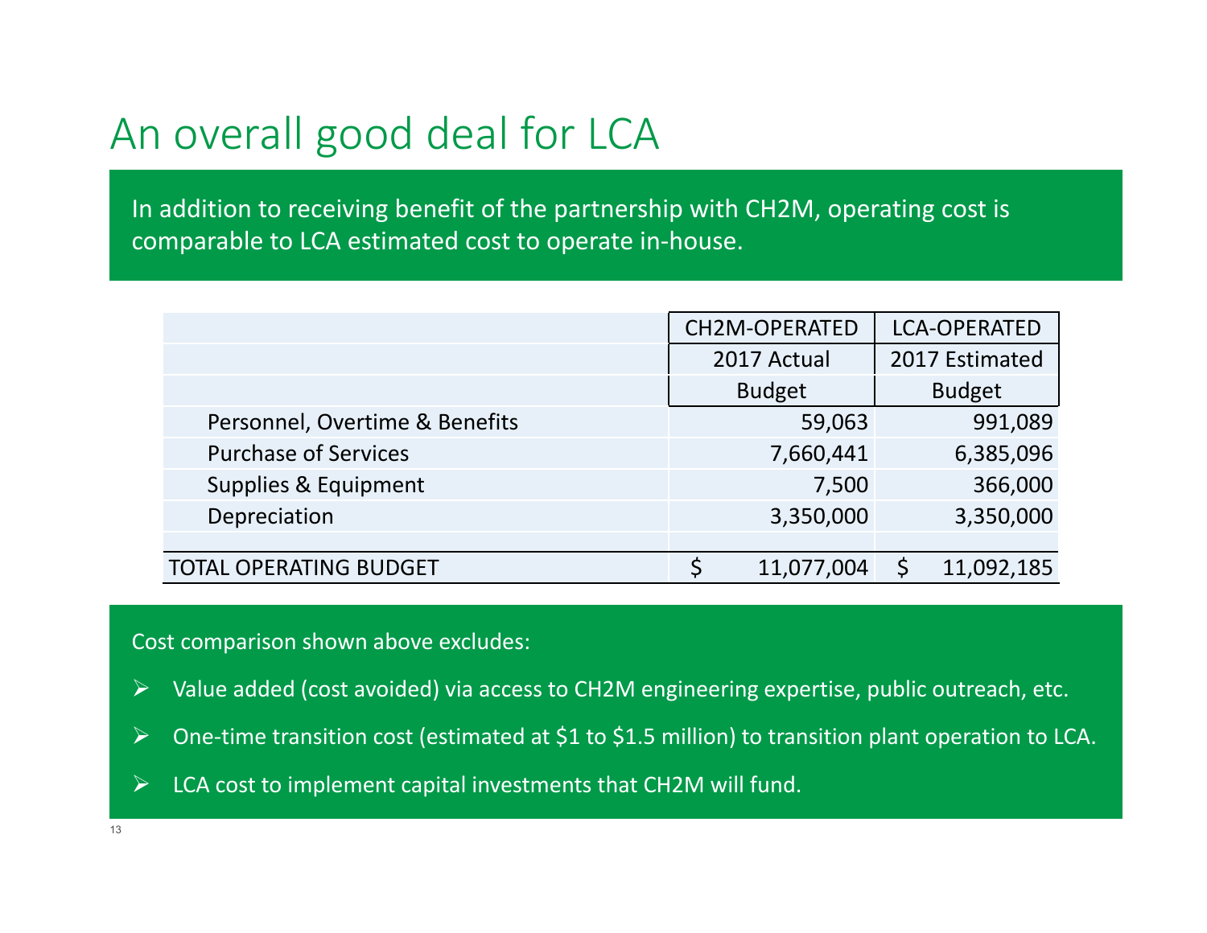# An overall good deal for LCA

In addition to receiving benefit of the partnership with CH2M, operating cost is comparable to LCA estimated cost to operate in-house.

| | CH2M-OPERATED | LCA-OPERATED |
|---|---|---|
| | 2017 Actual Budget | 2017 Estimated Budget |
| Personnel, Overtime & Benefits | 59,063 | 991,089 |
| Purchase of Services | 7,660,441 | 6,385,096 |
| Supplies & Equipment | 7,500 | 366,000 |
| Depreciation | 3,350,000 | 3,350,000 |
| | | |
| TOTAL OPERATING BUDGET | $ 11,077,004 | $ 11,092,185 |

Cost comparison shown above excludes:

- Value added (cost avoided) via access to CH2M engineering expertise, public outreach, etc.
- One-time transition cost (estimated at $1 to $1.5 million) to transition plant operation to LCA.
- LCA cost to implement capital investments that CH2M will fund.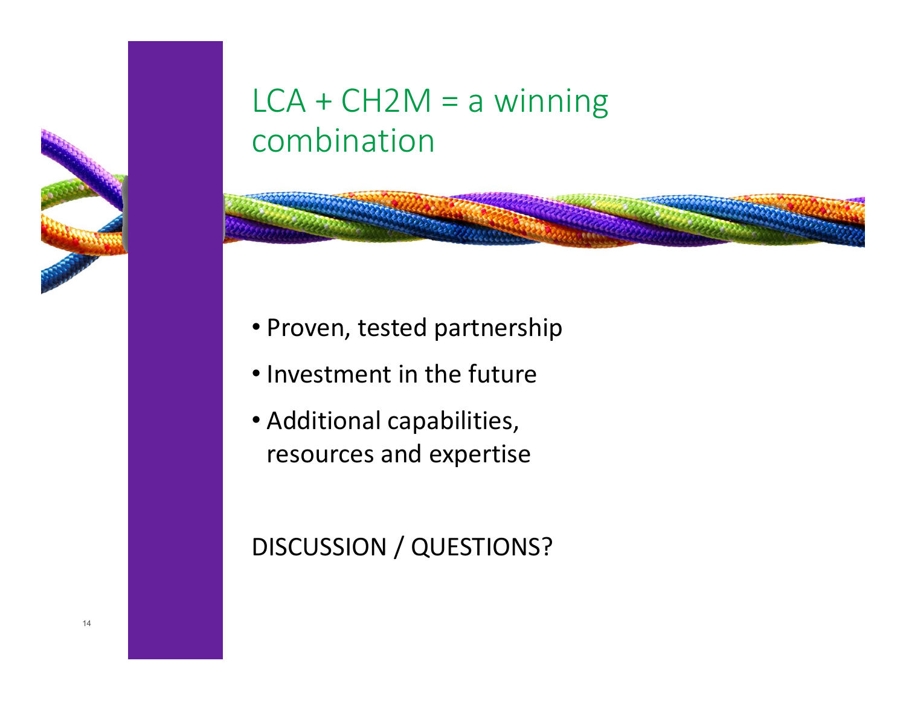# LCA + CH2M = a winning combination

- Proven, tested partnership
- Investment in the future
- Additional capabilities, resources and expertise

DISCUSSION / QUESTIONS?